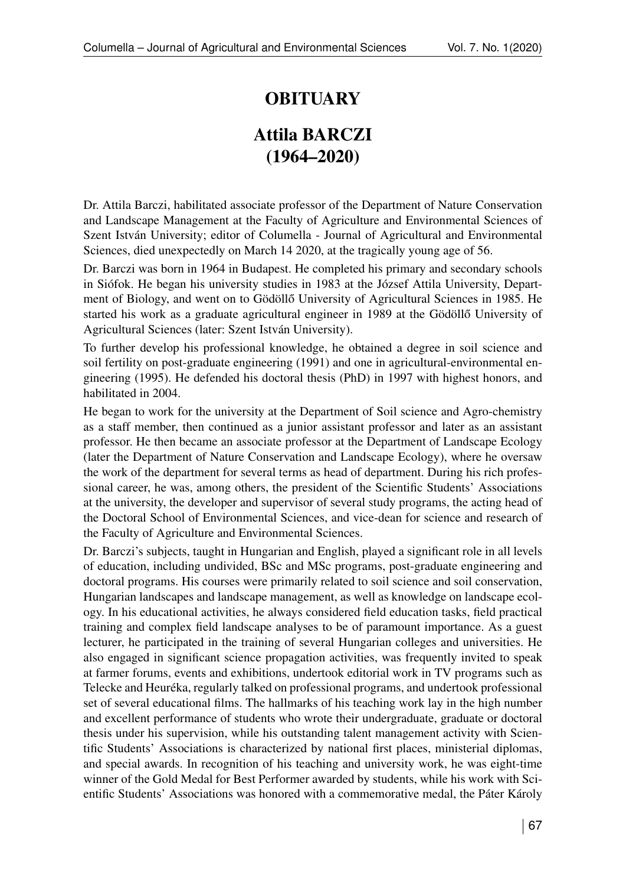# OBITUARY

## Attila BARCZI (1964–2020)

Dr. Attila Barczi, habilitated associate professor of the Department of Nature Conservation and Landscape Management at the Faculty of Agriculture and Environmental Sciences of Szent István University; editor of Columella - Journal of Agricultural and Environmental Sciences, died unexpectedly on March 14 2020, at the tragically young age of 56.

Dr. Barczi was born in 1964 in Budapest. He completed his primary and secondary schools in Siófok. He began his university studies in 1983 at the József Attila University, Department of Biology, and went on to Gödöllő University of Agricultural Sciences in 1985. He started his work as a graduate agricultural engineer in 1989 at the Gödöllő University of Agricultural Sciences (later: Szent István University).

To further develop his professional knowledge, he obtained a degree in soil science and soil fertility on post-graduate engineering (1991) and one in agricultural-environmental engineering (1995). He defended his doctoral thesis (PhD) in 1997 with highest honors, and habilitated in 2004.

He began to work for the university at the Department of Soil science and Agro-chemistry as a staff member, then continued as a junior assistant professor and later as an assistant professor. He then became an associate professor at the Department of Landscape Ecology (later the Department of Nature Conservation and Landscape Ecology), where he oversaw the work of the department for several terms as head of department. During his rich professional career, he was, among others, the president of the Scientific Students' Associations at the university, the developer and supervisor of several study programs, the acting head of the Doctoral School of Environmental Sciences, and vice-dean for science and research of the Faculty of Agriculture and Environmental Sciences.

Dr. Barczi's subjects, taught in Hungarian and English, played a significant role in all levels of education, including undivided, BSc and MSc programs, post-graduate engineering and doctoral programs. His courses were primarily related to soil science and soil conservation, Hungarian landscapes and landscape management, as well as knowledge on landscape ecology. In his educational activities, he always considered field education tasks, field practical training and complex field landscape analyses to be of paramount importance. As a guest lecturer, he participated in the training of several Hungarian colleges and universities. He also engaged in significant science propagation activities, was frequently invited to speak at farmer forums, events and exhibitions, undertook editorial work in TV programs such as Telecke and Heuréka, regularly talked on professional programs, and undertook professional set of several educational films. The hallmarks of his teaching work lay in the high number and excellent performance of students who wrote their undergraduate, graduate or doctoral thesis under his supervision, while his outstanding talent management activity with Scientific Students' Associations is characterized by national first places, ministerial diplomas, and special awards. In recognition of his teaching and university work, he was eight-time winner of the Gold Medal for Best Performer awarded by students, while his work with Scientific Students' Associations was honored with a commemorative medal, the Páter Károly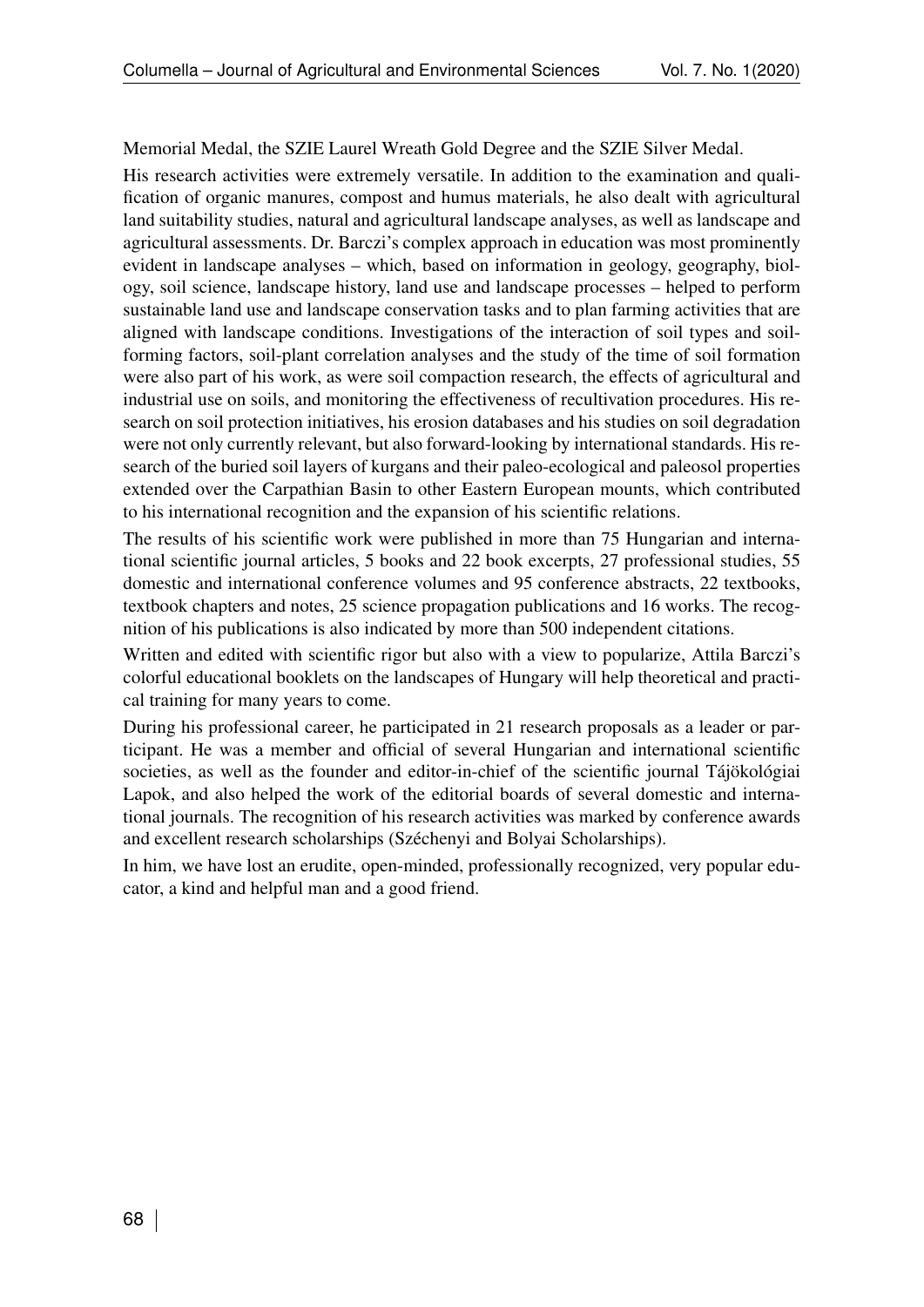Memorial Medal, the SZIE Laurel Wreath Gold Degree and the SZIE Silver Medal.

His research activities were extremely versatile. In addition to the examination and qualification of organic manures, compost and humus materials, he also dealt with agricultural land suitability studies, natural and agricultural landscape analyses, as well as landscape and agricultural assessments. Dr. Barczi's complex approach in education was most prominently evident in landscape analyses – which, based on information in geology, geography, biology, soil science, landscape history, land use and landscape processes – helped to perform sustainable land use and landscape conservation tasks and to plan farming activities that are aligned with landscape conditions. Investigations of the interaction of soil types and soil-forming factors, soil-plant correlation analyses and the study of the time of soil formation were also part of his work, as were soil compaction research, the effects of agricultural and industrial use on soils, and monitoring the effectiveness of recultivation procedures. His research on soil protection initiatives, his erosion databases and his studies on soil degradation were not only currently relevant, but also forward-looking by international standards. His research of the buried soil layers of kurgans and their paleo-ecological and paleosol properties extended over the Carpathian Basin to other Eastern European mounts, which contributed to his international recognition and the expansion of his scientific relations.

The results of his scientific work were published in more than 75 Hungarian and international scientific journal articles, 5 books and 22 book excerpts, 27 professional studies, 55 domestic and international conference volumes and 95 conference abstracts, 22 textbooks, textbook chapters and notes, 25 science propagation publications and 16 works. The recognition of his publications is also indicated by more than 500 independent citations.

Written and edited with scientific rigor but also with a view to popularize, Attila Barczi's colorful educational booklets on the landscapes of Hungary will help theoretical and practical training for many years to come.

During his professional career, he participated in 21 research proposals as a leader or participant. He was a member and official of several Hungarian and international scientific societies, as well as the founder and editor-in-chief of the scientific journal Tájökológiai Lapok, and also helped the work of the editorial boards of several domestic and international journals. The recognition of his research activities was marked by conference awards and excellent research scholarships (Széchenyi and Bolyai Scholarships).

In him, we have lost an erudite, open-minded, professionally recognized, very popular educator, a kind and helpful man and a good friend.